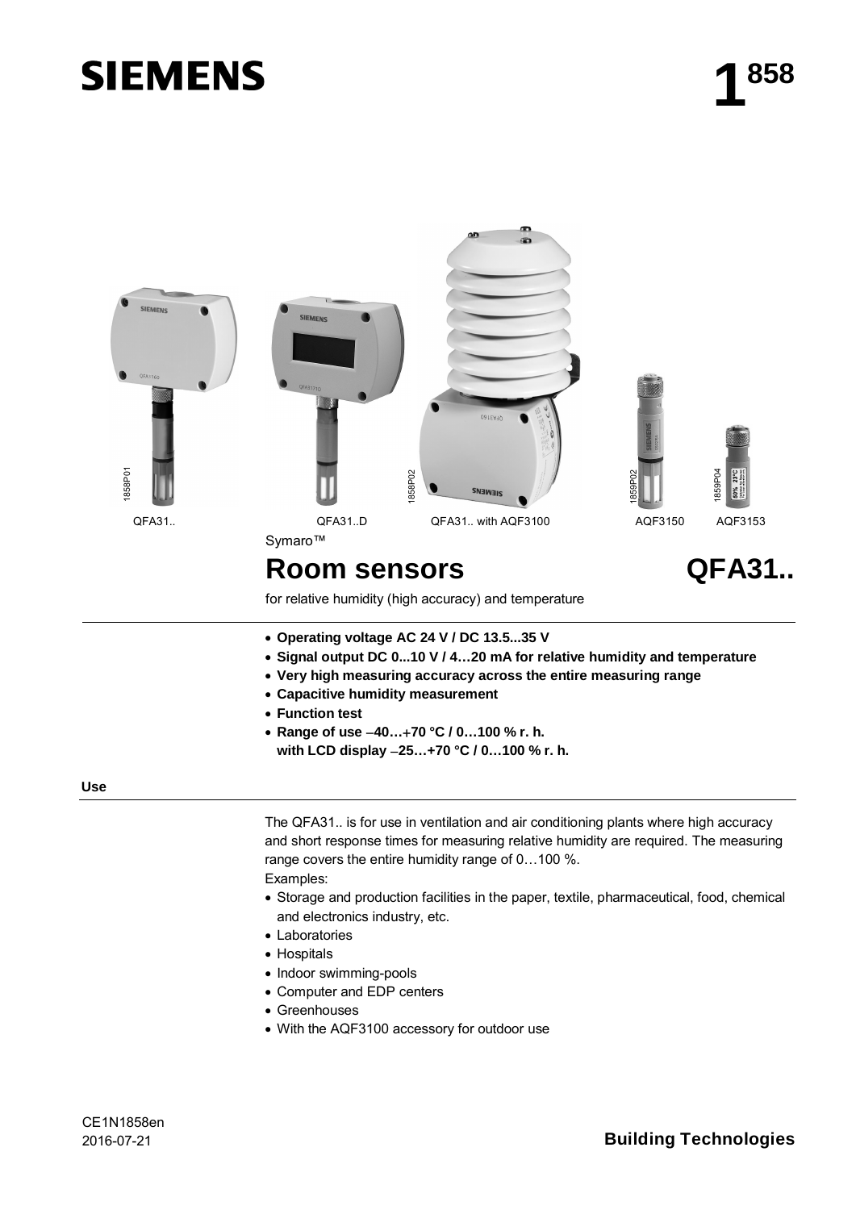# SIEMENS

**1858**

QFA31.. | QFA31..D | QFA31.. with AQF3100 | AQF3150 | AQF3153

Symaro™

# Room sensors QFA31..

for relative humidity (high accuracy) and temperature

- **Operating voltage AC 24 V / DC 13.5...35 V**
- **Signal output DC 0...10 V / 4…20 mA for relative humidity and temperature**
- **Very high measuring accuracy across the entire measuring range**
- **Capacitive humidity measurement**
- **Function test**
- **Range of use –40…+70 °C / 0…100 % r. h.**
  **with LCD display –25…+70 °C / 0…100 % r. h.**

## Use

The QFA31.. is for use in ventilation and air conditioning plants where high accuracy and short response times for measuring relative humidity are required. The measuring range covers the entire humidity range of 0…100 %.

Examples:

- Storage and production facilities in the paper, textile, pharmaceutical, food, chemical and electronics industry, etc.
- Laboratories
- Hospitals
- Indoor swimming-pools
- Computer and EDP centers
- Greenhouses
- With the AQF3100 accessory for outdoor use

CE1N1858en
2016-07-21

**Building Technologies**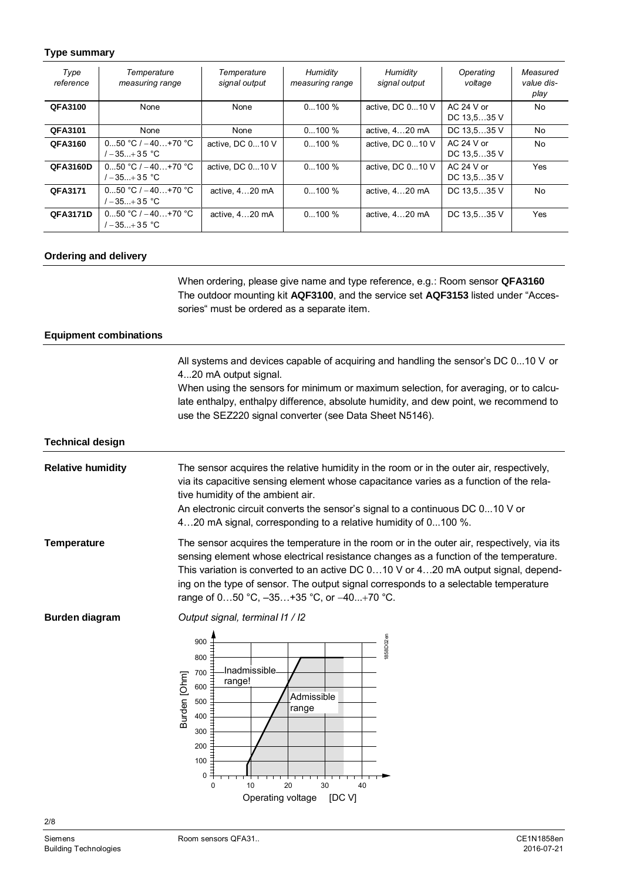### Type summary

| *Type reference* | *Temperature measuring range* | *Temperature signal output* | *Humidity measuring range* | *Humidity signal output* | *Operating voltage* | *Measured value display* |
|---|---|---|---|---|---|---|
| **QFA3100** | None | None | 0...100 % | active, DC 0...10 V | AC 24 V or DC 13,5…35 V | No |
| **QFA3101** | None | None | 0...100 % | active, 4…20 mA | DC 13,5…35 V | No |
| **QFA3160** | 0...50 °C / −40…+70 °C / −35...+35 °C | active, DC 0...10 V | 0...100 % | active, DC 0...10 V | AC 24 V or DC 13,5…35 V | No |
| **QFA3160D** | 0...50 °C / −40…+70 °C / −35...+35 °C | active, DC 0...10 V | 0...100 % | active, DC 0...10 V | AC 24 V or DC 13,5…35 V | Yes |
| **QFA3171** | 0...50 °C / −40…+70 °C / −35...+35 °C | active, 4…20 mA | 0...100 % | active, 4…20 mA | DC 13,5…35 V | No |
| **QFA3171D** | 0...50 °C / −40…+70 °C / −35...+35 °C | active, 4…20 mA | 0...100 % | active, 4…20 mA | DC 13,5…35 V | Yes |

### Ordering and delivery

When ordering, please give name and type reference, e.g.: Room sensor **QFA3160**
The outdoor mounting kit **AQF3100**, and the service set **AQF3153** listed under "Accessories" must be ordered as a separate item.

### Equipment combinations

All systems and devices capable of acquiring and handling the sensor's DC 0...10 V or 4...20 mA output signal.
When using the sensors for minimum or maximum selection, for averaging, or to calculate enthalpy, enthalpy difference, absolute humidity, and dew point, we recommend to use the SEZ220 signal converter (see Data Sheet N5146).

### Technical design

**Relative humidity**

The sensor acquires the relative humidity in the room or in the outer air, respectively, via its capacitive sensing element whose capacitance varies as a function of the relative humidity of the ambient air.
An electronic circuit converts the sensor's signal to a continuous DC 0...10 V or 4…20 mA signal, corresponding to a relative humidity of 0...100 %.

**Temperature**

The sensor acquires the temperature in the room or in the outer air, respectively, via its sensing element whose electrical resistance changes as a function of the temperature. This variation is converted to an active DC 0…10 V or 4…20 mA output signal, depending on the type of sensor. The output signal corresponds to a selectable temperature range of 0…50 °C, –35…+35 °C, or −40...+70 °C.

**Burden diagram**

*Output signal, terminal I1 / I2*

Burden [Ohm] (0–900) vs. Operating voltage [DC V] (0–40): Inadmissible range! / Admissible range

1858D02en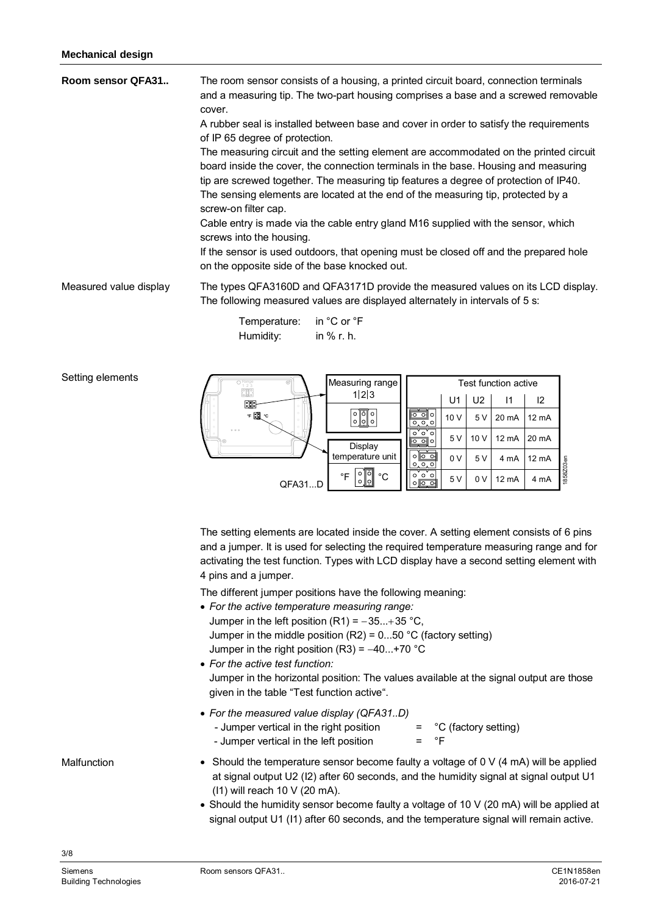## Mechanical design

**Room sensor QFA31..**

The room sensor consists of a housing, a printed circuit board, connection terminals and a measuring tip. The two-part housing comprises a base and a screwed removable cover.

A rubber seal is installed between base and cover in order to satisfy the requirements of IP 65 degree of protection.

The measuring circuit and the setting element are accommodated on the printed circuit board inside the cover, the connection terminals in the base. Housing and measuring tip are screwed together. The measuring tip features a degree of protection of IP40.

The sensing elements are located at the end of the measuring tip, protected by a screw-on filter cap.

Cable entry is made via the cable entry gland M16 supplied with the sensor, which screws into the housing.

If the sensor is used outdoors, that opening must be closed off and the prepared hole on the opposite side of the base knocked out.

**Measured value display**

The types QFA3160D and QFA3171D provide the measured values on its LCD display. The following measured values are displayed alternately in intervals of 5 s:

Temperature: in °C or °F
Humidity: in % r. h.

**Setting elements**

Measuring range 1|2|3

Display temperature unit: °F / °C

QFA31...D

| Test function active | U1 | U2 | I1 | I2 |
|---|---|---|---|---|
| | 10 V | 5 V | 20 mA | 12 mA |
| | 5 V | 10 V | 12 mA | 20 mA |
| | 0 V | 5 V | 4 mA | 12 mA |
| | 5 V | 0 V | 12 mA | 4 mA |

The setting elements are located inside the cover. A setting element consists of 6 pins and a jumper. It is used for selecting the required temperature measuring range and for activating the test function. Types with LCD display have a second setting element with 4 pins and a jumper.

The different jumper positions have the following meaning:

- *For the active temperature measuring range:*
  Jumper in the left position (R1) = −35...+35 °C,
  Jumper in the middle position (R2) = 0...50 °C (factory setting)
  Jumper in the right position (R3) = −40...+70 °C
- *For the active test function:*
  Jumper in the horizontal position: The values available at the signal output are those given in the table "Test function active".
- *For the measured value display (QFA31..D)*
  - Jumper vertical in the right position = °C (factory setting)
  - Jumper vertical in the left position = °F

**Malfunction**

- Should the temperature sensor become faulty a voltage of 0 V (4 mA) will be applied at signal output U2 (I2) after 60 seconds, and the humidity signal at signal output U1 (I1) will reach 10 V (20 mA).
- Should the humidity sensor become faulty a voltage of 10 V (20 mA) will be applied at signal output U1 (I1) after 60 seconds, and the temperature signal will remain active.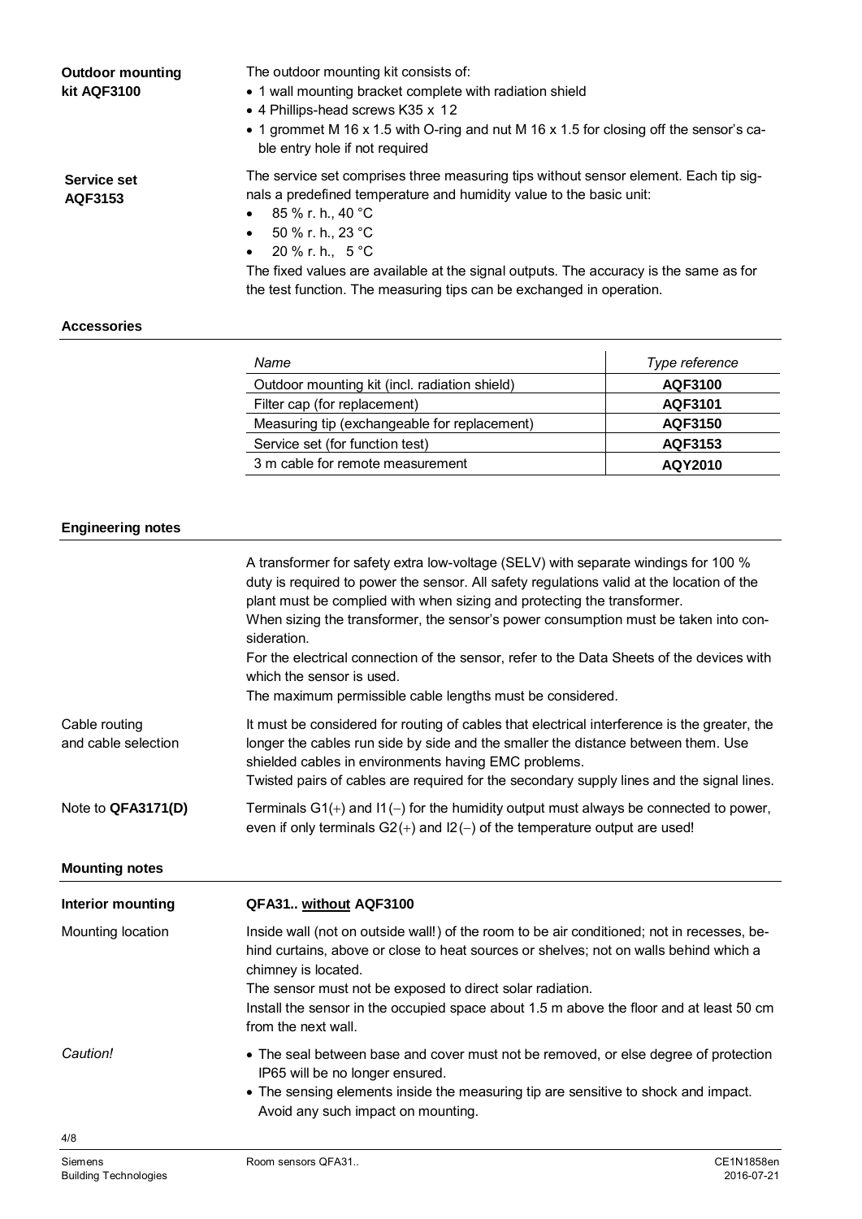**Outdoor mounting kit AQF3100**

The outdoor mounting kit consists of:

- 1 wall mounting bracket complete with radiation shield
- 4 Phillips-head screws K35 x 12
- 1 grommet M 16 x 1.5 with O-ring and nut M 16 x 1.5 for closing off the sensor's cable entry hole if not required

**Service set AQF3153**

The service set comprises three measuring tips without sensor element. Each tip signals a predefined temperature and humidity value to the basic unit:

- 85 % r. h., 40 °C
- 50 % r. h., 23 °C
- 20 % r. h., 5 °C

The fixed values are available at the signal outputs. The accuracy is the same as for the test function. The measuring tips can be exchanged in operation.

## Accessories

| *Name* | *Type reference* |
|---|---|
| Outdoor mounting kit (incl. radiation shield) | **AQF3100** |
| Filter cap (for replacement) | **AQF3101** |
| Measuring tip (exchangeable for replacement) | **AQF3150** |
| Service set (for function test) | **AQF3153** |
| 3 m cable for remote measurement | **AQY2010** |

## Engineering notes

A transformer for safety extra low-voltage (SELV) with separate windings for 100 % duty is required to power the sensor. All safety regulations valid at the location of the plant must be complied with when sizing and protecting the transformer.
When sizing the transformer, the sensor's power consumption must be taken into consideration.
For the electrical connection of the sensor, refer to the Data Sheets of the devices with which the sensor is used.
The maximum permissible cable lengths must be considered.

Cable routing and cable selection

It must be considered for routing of cables that electrical interference is the greater, the longer the cables run side by side and the smaller the distance between them. Use shielded cables in environments having EMC problems.
Twisted pairs of cables are required for the secondary supply lines and the signal lines.

Note to **QFA3171(D)**

Terminals G1(+) and I1(−) for the humidity output must always be connected to power, even if only terminals G2(+) and I2(−) of the temperature output are used!

## Mounting notes

**Interior mounting** — **QFA31.. without AQF3100**

Mounting location

Inside wall (not on outside wall!) of the room to be air conditioned; not in recesses, behind curtains, above or close to heat sources or shelves; not on walls behind which a chimney is located.
The sensor must not be exposed to direct solar radiation.
Install the sensor in the occupied space about 1.5 m above the floor and at least 50 cm from the next wall.

*Caution!*

- The seal between base and cover must not be removed, or else degree of protection IP65 will be no longer ensured.
- The sensing elements inside the measuring tip are sensitive to shock and impact. Avoid any such impact on mounting.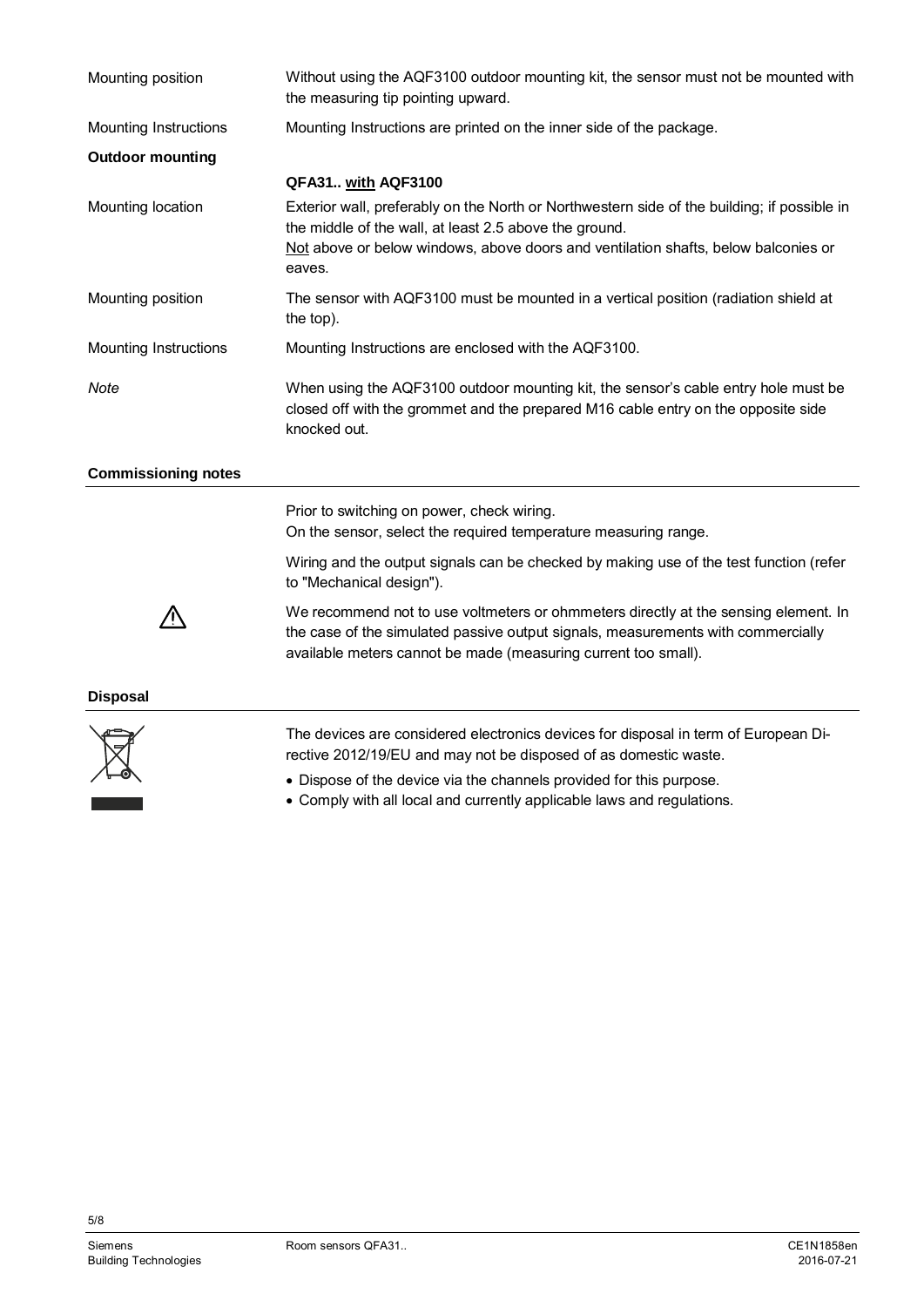| | |
|---|---|
| Mounting position | Without using the AQF3100 outdoor mounting kit, the sensor must not be mounted with the measuring tip pointing upward. |
| Mounting Instructions | Mounting Instructions are printed on the inner side of the package. |

**Outdoor mounting**

**QFA31.. <u>with</u> AQF3100**

| | |
|---|---|
| Mounting location | Exterior wall, preferably on the North or Northwestern side of the building; if possible in the middle of the wall, at least 2.5 above the ground.<br><u>Not</u> above or below windows, above doors and ventilation shafts, below balconies or eaves. |
| Mounting position | The sensor with AQF3100 must be mounted in a vertical position (radiation shield at the top). |
| Mounting Instructions | Mounting Instructions are enclosed with the AQF3100. |
| *Note* | When using the AQF3100 outdoor mounting kit, the sensor's cable entry hole must be closed off with the grommet and the prepared M16 cable entry on the opposite side knocked out. |

## Commissioning notes

Prior to switching on power, check wiring.
On the sensor, select the required temperature measuring range.

Wiring and the output signals can be checked by making use of the test function (refer to "Mechanical design").

⚠ We recommend not to use voltmeters or ohmmeters directly at the sensing element. In the case of the simulated passive output signals, measurements with commercially available meters cannot be made (measuring current too small).

## Disposal

The devices are considered electronics devices for disposal in term of European Directive 2012/19/EU and may not be disposed of as domestic waste.

- Dispose of the device via the channels provided for this purpose.
- Comply with all local and currently applicable laws and regulations.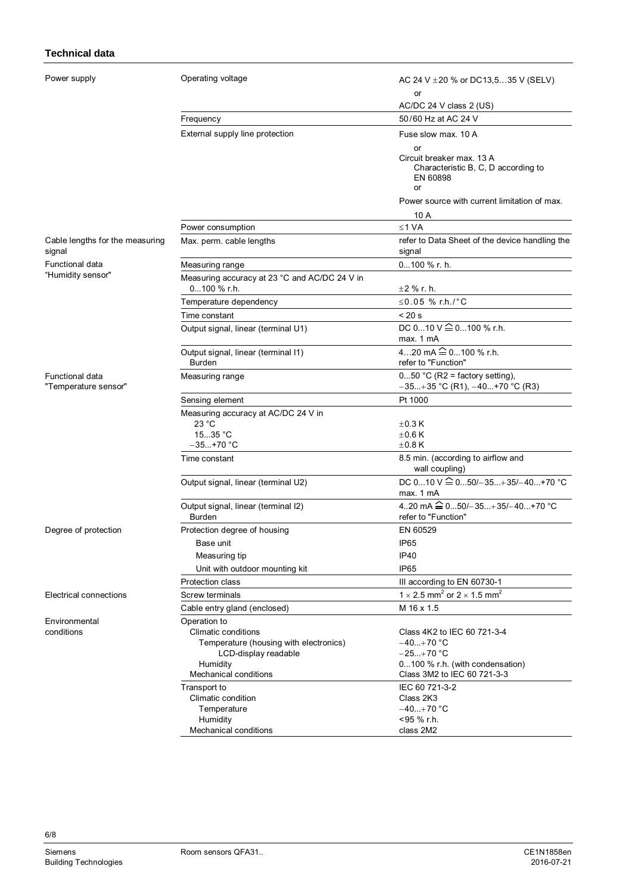## Technical data

| | | |
|---|---|---|
| Power supply | Operating voltage | AC 24 V ±20 % or DC13,5…35 V (SELV)<br>or<br>AC/DC 24 V class 2 (US) |
| | Frequency | 50/60 Hz at AC 24 V |
| | External supply line protection | Fuse slow max. 10 A<br>or<br>Circuit breaker max. 13 A<br>Characteristic B, C, D according to EN 60898<br>or<br>Power source with current limitation of max. 10 A |
| | Power consumption | ≤1 VA |
| Cable lengths for the measuring signal | Max. perm. cable lengths | refer to Data Sheet of the device handling the signal |
| Functional data "Humidity sensor" | Measuring range | 0...100 % r. h. |
| | Measuring accuracy at 23 °C and AC/DC 24 V in 0...100 % r.h. | ±2 % r. h. |
| | Temperature dependency | ≤0.05 % r.h./°C |
| | Time constant | < 20 s |
| | Output signal, linear (terminal U1) | DC 0...10 V ≙ 0...100 % r.h.<br>max. 1 mA |
| | Output signal, linear (terminal I1)<br>Burden | 4…20 mA ≙ 0...100 % r.h.<br>refer to "Function" |
| Functional data "Temperature sensor" | Measuring range | 0...50 °C (R2 = factory setting),<br>−35...+35 °C (R1), −40...+70 °C (R3) |
| | Sensing element | Pt 1000 |
| | Measuring accuracy at AC/DC 24 V in<br>23 °C<br>15...35 °C<br>−35...+70 °C | <br>±0.3 K<br>±0.6 K<br>±0.8 K |
| | Time constant | 8.5 min. (according to airflow and wall coupling) |
| | Output signal, linear (terminal U2) | DC 0...10 V ≙ 0...50/−35...+35/−40...+70 °C<br>max. 1 mA |
| | Output signal, linear (terminal I2)<br>Burden | 4..20 mA ≙ 0...50/−35...+35/−40...+70 °C<br>refer to "Function" |
| Degree of protection | Protection degree of housing | EN 60529 |
| | Base unit | IP65 |
| | Measuring tip | IP40 |
| | Unit with outdoor mounting kit | IP65 |
| | Protection class | III according to EN 60730-1 |
| Electrical connections | Screw terminals | 1 × 2.5 mm² or 2 × 1.5 mm² |
| | Cable entry gland (enclosed) | M 16 x 1.5 |
| Environmental conditions | Operation to<br>Climatic conditions<br>Temperature (housing with electronics)<br>LCD-display readable<br>Humidity<br>Mechanical conditions | <br>Class 4K2 to IEC 60 721-3-4<br>−40...+70 °C<br>−25...+70 °C<br>0...100 % r.h. (with condensation)<br>Class 3M2 to IEC 60 721-3-3 |
| | Transport to<br>Climatic condition<br>Temperature<br>Humidity<br>Mechanical conditions | IEC 60 721-3-2<br>Class 2K3<br>−40...+70 °C<br><95 % r.h.<br>class 2M2 |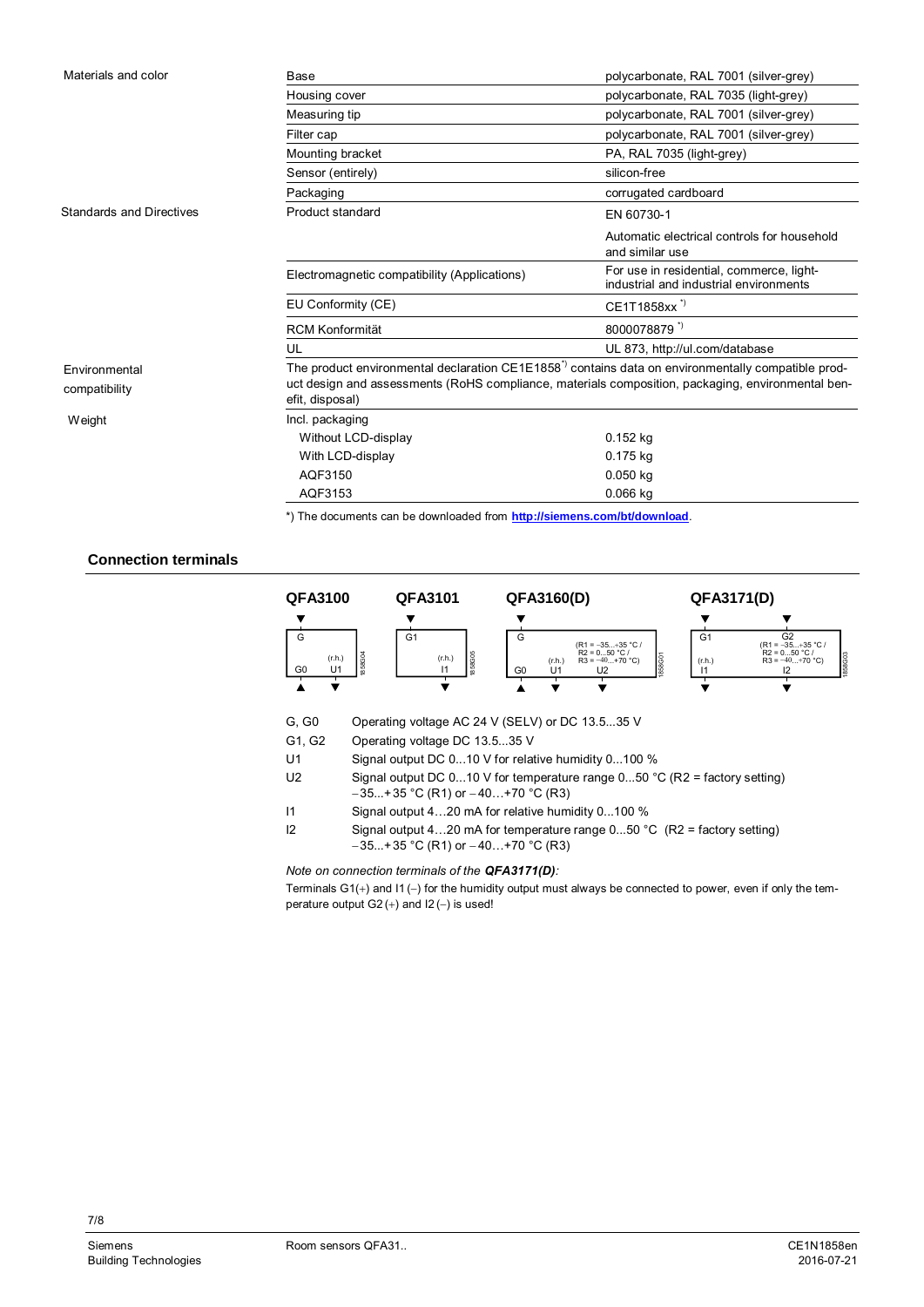| | | |
|---|---|---|
| Materials and color | Base | polycarbonate, RAL 7001 (silver-grey) |
| | Housing cover | polycarbonate, RAL 7035 (light-grey) |
| | Measuring tip | polycarbonate, RAL 7001 (silver-grey) |
| | Filter cap | polycarbonate, RAL 7001 (silver-grey) |
| | Mounting bracket | PA, RAL 7035 (light-grey) |
| | Sensor (entirely) | silicon-free |
| | Packaging | corrugated cardboard |
| Standards and Directives | Product standard | EN 60730-1<br>Automatic electrical controls for household and similar use |
| | Electromagnetic compatibility (Applications) | For use in residential, commerce, light-industrial and industrial environments |
| | EU Conformity (CE) | CE1T1858xx *) |
| | RCM Konformität | 8000078879 *) |
| | UL | UL 873, http://ul.com/database |
| Environmental compatibility | The product environmental declaration CE1E1858*) contains data on environmentally compatible product design and assessments (RoHS compliance, materials composition, packaging, environmental benefit, disposal) | |
| Weight | Incl. packaging | |
| | Without LCD-display | 0.152 kg |
| | With LCD-display | 0.175 kg |
| | AQF3150 | 0.050 kg |
| | AQF3153 | 0.066 kg |

*) The documents can be downloaded from **http://siemens.com/bt/download**.

## Connection terminals

**QFA3100**: G, G0, U1 (r.h.)

**QFA3101**: G1, I1 (r.h.)

**QFA3160(D)**: G, G0, U1 (r.h.), U2 (R1 = −35...+35 °C / R2 = 0...50 °C / R3 = −40...+70 °C)

**QFA3171(D)**: G1, I1 (r.h.), G2, I2 (R1 = −35...+35 °C / R2 = 0...50 °C / R3 = −40...+70 °C)

| | |
|---|---|
| G, G0 | Operating voltage AC 24 V (SELV) or DC 13.5...35 V |
| G1, G2 | Operating voltage DC 13.5...35 V |
| U1 | Signal output DC 0...10 V for relative humidity 0...100 % |
| U2 | Signal output DC 0...10 V for temperature range 0...50 °C (R2 = factory setting)<br>−35...+35 °C (R1) or −40…+70 °C (R3) |
| I1 | Signal output 4…20 mA for relative humidity 0...100 % |
| I2 | Signal output 4…20 mA for temperature range 0...50 °C (R2 = factory setting)<br>−35...+35 °C (R1) or −40…+70 °C (R3) |

*Note on connection terminals of the **QFA3171(D)**:*

Terminals G1(+) and I1 (−) for the humidity output must always be connected to power, even if only the temperature output G2 (+) and I2 (−) is used!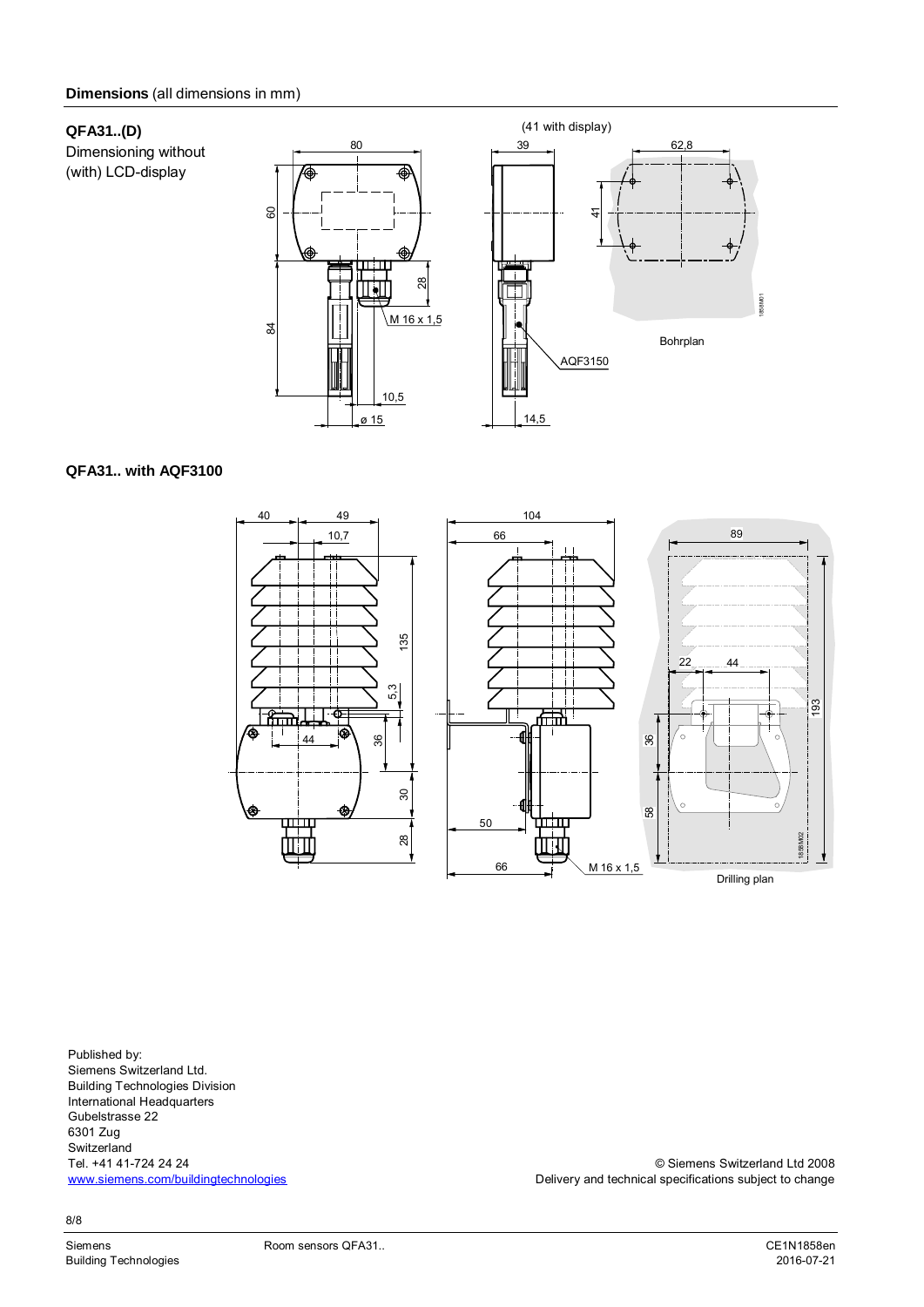**Dimensions** (all dimensions in mm)

**QFA31..(D)**

Dimensioning without (with) LCD-display

80

60

28

M 16 x 1,5

84

10,5

ø 15

(41 with display)

39

62,8

41

AQF3150

14,5

Bohrplan

**QFA31.. with AQF3100**

40

49

10,7

135

5,3

44

36

30

28

104

66

50

66

M 16 x 1,5

89

22

44

36

58

193

Drilling plan

Published by:
Siemens Switzerland Ltd.
Building Technologies Division
International Headquarters
Gubelstrasse 22
6301 Zug
Switzerland
Tel. +41 41-724 24 24
www.siemens.com/buildingtechnologies

© Siemens Switzerland Ltd 2008
Delivery and technical specifications subject to change